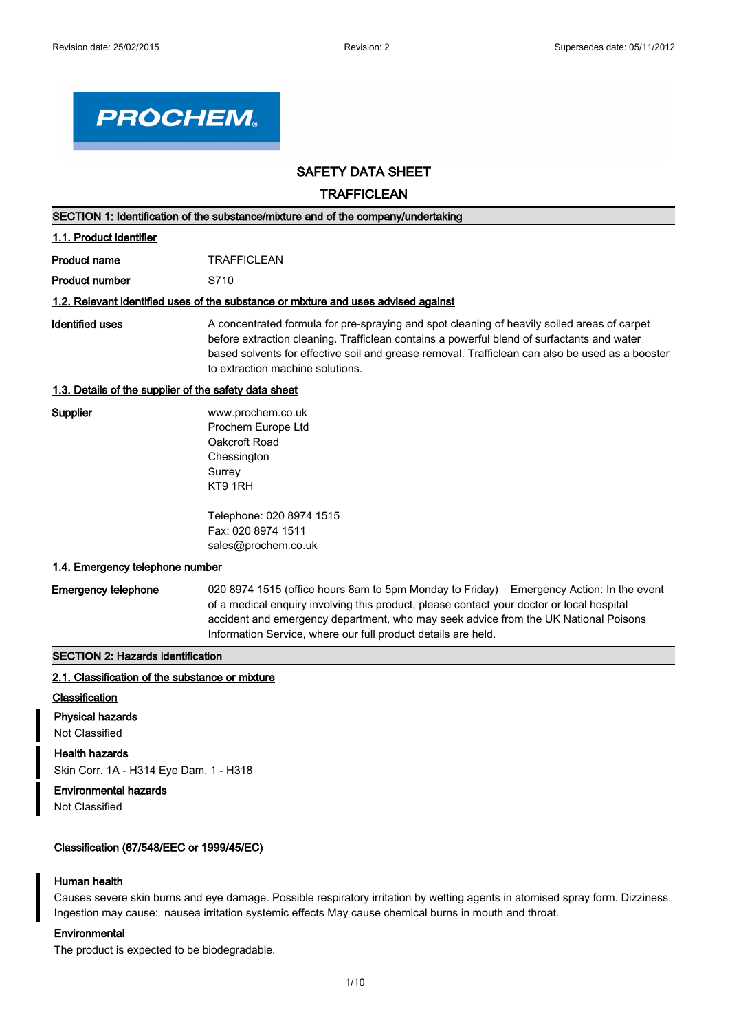Revision date: 25/02/2015 Revision: 2 Supersedes date: 05/11/2012

PROCHEM

# SAFETY DATA SHEET

# TRAFFICLEAN

## SECTION 1: Identification of the substance/mixture and of the company/undertaking

### 1.1. Product identifier

**Product name** TRAFFICLEAN

**Product number** S710

### 1.2. Relevant identified uses of the substance or mixture and uses advised against

**Identified uses** A concentrated formula for pre-spraying and spot cleaning of heavily soiled areas of carpet before extraction cleaning. Trafficlean contains a powerful blend of surfactants and water based solvents for effective soil and grease removal. Trafficlean can also be used as a booster to extraction machine solutions.

### 1.3. Details of the supplier of the safety data sheet

**Supplier**

www.prochem.co.uk
Prochem Europe Ltd
Oakcroft Road
Chessington
Surrey
KT9 1RH

Telephone: 020 8974 1515
Fax: 020 8974 1511
sales@prochem.co.uk

### 1.4. Emergency telephone number

**Emergency telephone** 020 8974 1515 (office hours 8am to 5pm Monday to Friday) Emergency Action: In the event of a medical enquiry involving this product, please contact your doctor or local hospital accident and emergency department, who may seek advice from the UK National Poisons Information Service, where our full product details are held.

## SECTION 2: Hazards identification

### 2.1. Classification of the substance or mixture

**Classification**

**Physical hazards**
Not Classified

**Health hazards**
Skin Corr. 1A - H314 Eye Dam. 1 - H318

**Environmental hazards**
Not Classified

**Classification (67/548/EEC or 1999/45/EC)**

**Human health**
Causes severe skin burns and eye damage. Possible respiratory irritation by wetting agents in atomised spray form. Dizziness. Ingestion may cause: nausea irritation systemic effects May cause chemical burns in mouth and throat.

**Environmental**
The product is expected to be biodegradable.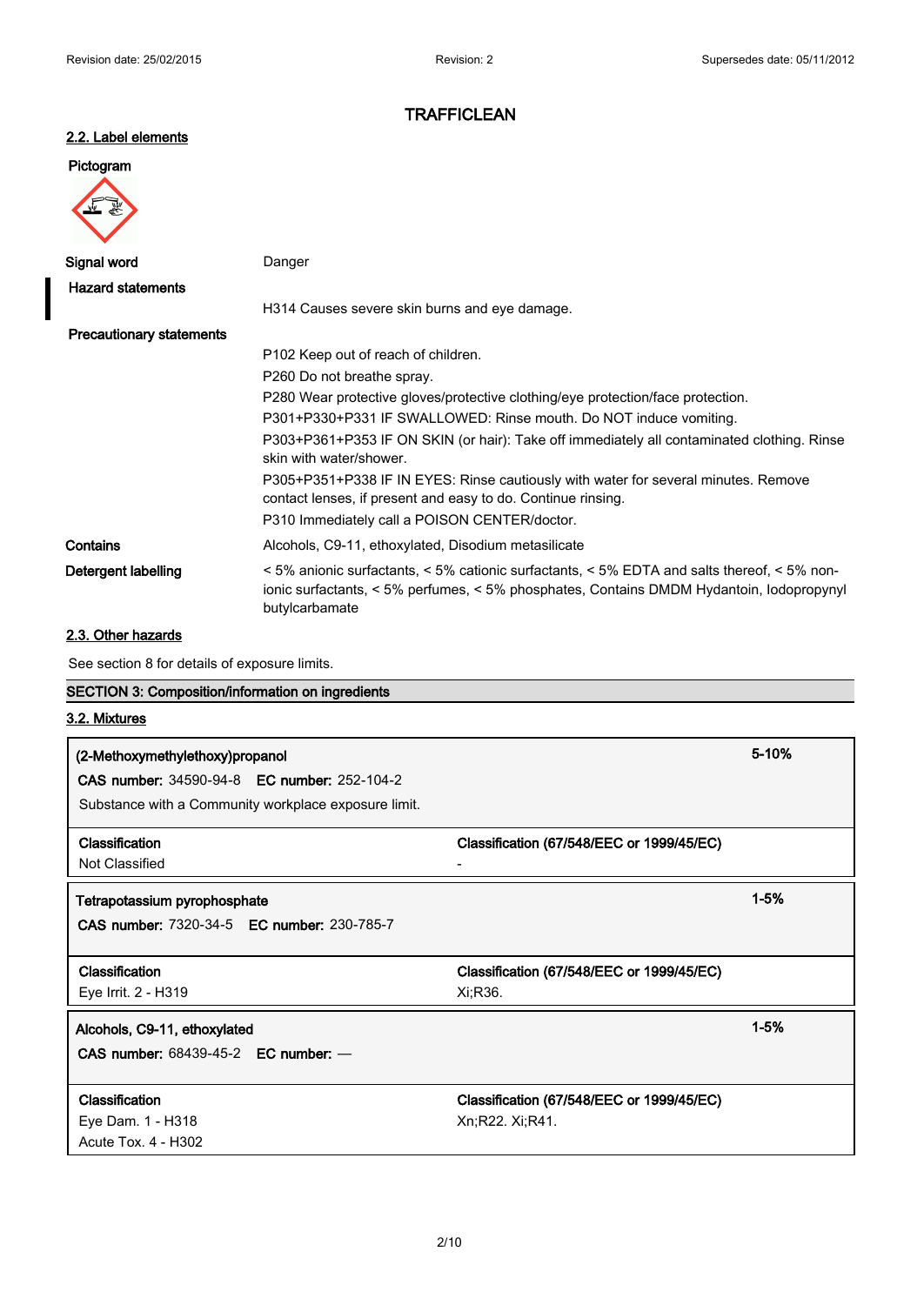# TRAFFICLEAN

## 2.2. Label elements

**Pictogram**

| | |
|---|---|
| **Signal word** | Danger |
| **Hazard statements** | H314 Causes severe skin burns and eye damage. |
| **Precautionary statements** | P102 Keep out of reach of children.<br>P260 Do not breathe spray.<br>P280 Wear protective gloves/protective clothing/eye protection/face protection.<br>P301+P330+P331 IF SWALLOWED: Rinse mouth. Do NOT induce vomiting.<br>P303+P361+P353 IF ON SKIN (or hair): Take off immediately all contaminated clothing. Rinse skin with water/shower.<br>P305+P351+P338 IF IN EYES: Rinse cautiously with water for several minutes. Remove contact lenses, if present and easy to do. Continue rinsing.<br>P310 Immediately call a POISON CENTER/doctor. |
| **Contains** | Alcohols, C9-11, ethoxylated, Disodium metasilicate |
| **Detergent labelling** | < 5% anionic surfactants, < 5% cationic surfactants, < 5% EDTA and salts thereof, < 5% non-ionic surfactants, < 5% perfumes, < 5% phosphates, Contains DMDM Hydantoin, Iodopropynyl butylcarbamate |

## 2.3. Other hazards

See section 8 for details of exposure limits.

## SECTION 3: Composition/information on ingredients

## 3.2. Mixtures

**(2-Methoxymethylethoxy)propanol** — 5-10%

**CAS number:** 34590-94-8 **EC number:** 252-104-2

Substance with a Community workplace exposure limit.

| Classification | Classification (67/548/EEC or 1999/45/EC) |
|---|---|
| Not Classified | - |

**Tetrapotassium pyrophosphate** — 1-5%

**CAS number:** 7320-34-5 **EC number:** 230-785-7

| Classification | Classification (67/548/EEC or 1999/45/EC) |
|---|---|
| Eye Irrit. 2 - H319 | Xi;R36. |

**Alcohols, C9-11, ethoxylated** — 1-5%

**CAS number:** 68439-45-2 **EC number:** —

| Classification | Classification (67/548/EEC or 1999/45/EC) |
|---|---|
| Eye Dam. 1 - H318<br>Acute Tox. 4 - H302 | Xn;R22. Xi;R41. |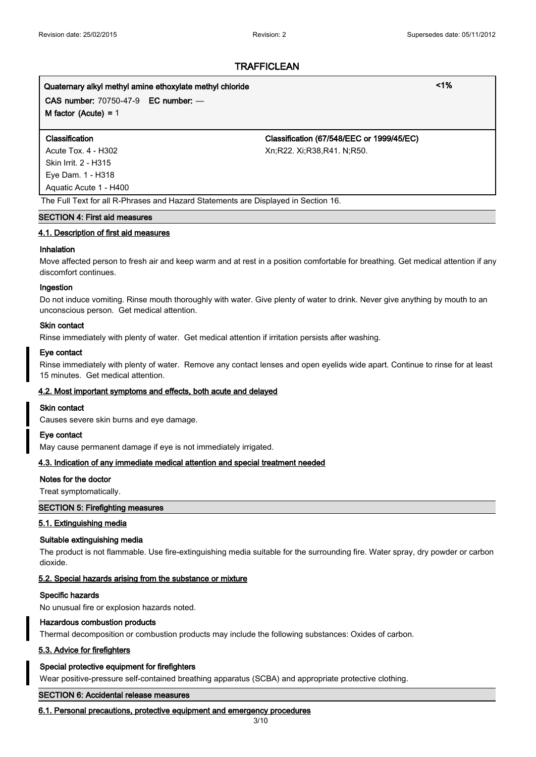**TRAFFICLEAN**

| Quaternary alkyl methyl amine ethoxylate methyl chloride | <1% |
|---|---|
| **CAS number:** 70750-47-9 **EC number:** — | |
| **M factor (Acute)** = 1 | |
| **Classification** | **Classification (67/548/EEC or 1999/45/EC)** |
| Acute Tox. 4 - H302<br>Skin Irrit. 2 - H315<br>Eye Dam. 1 - H318<br>Aquatic Acute 1 - H400 | Xn;R22. Xi;R38,R41. N;R50. |

The Full Text for all R-Phrases and Hazard Statements are Displayed in Section 16.

## SECTION 4: First aid measures

### 4.1. Description of first aid measures

**Inhalation**

Move affected person to fresh air and keep warm and at rest in a position comfortable for breathing. Get medical attention if any discomfort continues.

**Ingestion**

Do not induce vomiting. Rinse mouth thoroughly with water. Give plenty of water to drink. Never give anything by mouth to an unconscious person. Get medical attention.

**Skin contact**

Rinse immediately with plenty of water. Get medical attention if irritation persists after washing.

**Eye contact**

Rinse immediately with plenty of water. Remove any contact lenses and open eyelids wide apart. Continue to rinse for at least 15 minutes. Get medical attention.

### 4.2. Most important symptoms and effects, both acute and delayed

**Skin contact**

Causes severe skin burns and eye damage.

**Eye contact**

May cause permanent damage if eye is not immediately irrigated.

### 4.3. Indication of any immediate medical attention and special treatment needed

**Notes for the doctor**

Treat symptomatically.

## SECTION 5: Firefighting measures

### 5.1. Extinguishing media

**Suitable extinguishing media**

The product is not flammable. Use fire-extinguishing media suitable for the surrounding fire. Water spray, dry powder or carbon dioxide.

### 5.2. Special hazards arising from the substance or mixture

**Specific hazards**

No unusual fire or explosion hazards noted.

**Hazardous combustion products**

Thermal decomposition or combustion products may include the following substances: Oxides of carbon.

### 5.3. Advice for firefighters

**Special protective equipment for firefighters**

Wear positive-pressure self-contained breathing apparatus (SCBA) and appropriate protective clothing.

## SECTION 6: Accidental release measures

### 6.1. Personal precautions, protective equipment and emergency procedures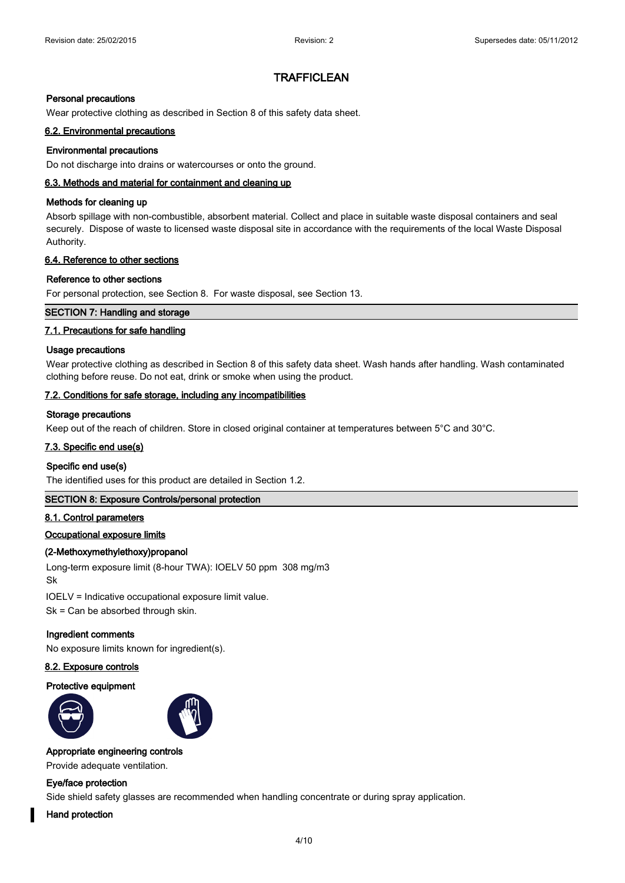# TRAFFICLEAN

**Personal precautions**

Wear protective clothing as described in Section 8 of this safety data sheet.

### 6.2. Environmental precautions

**Environmental precautions**

Do not discharge into drains or watercourses or onto the ground.

### 6.3. Methods and material for containment and cleaning up

**Methods for cleaning up**

Absorb spillage with non-combustible, absorbent material. Collect and place in suitable waste disposal containers and seal securely. Dispose of waste to licensed waste disposal site in accordance with the requirements of the local Waste Disposal Authority.

### 6.4. Reference to other sections

**Reference to other sections**

For personal protection, see Section 8. For waste disposal, see Section 13.

## SECTION 7: Handling and storage

### 7.1. Precautions for safe handling

**Usage precautions**

Wear protective clothing as described in Section 8 of this safety data sheet. Wash hands after handling. Wash contaminated clothing before reuse. Do not eat, drink or smoke when using the product.

### 7.2. Conditions for safe storage, including any incompatibilities

**Storage precautions**

Keep out of the reach of children. Store in closed original container at temperatures between 5°C and 30°C.

### 7.3. Specific end use(s)

**Specific end use(s)**

The identified uses for this product are detailed in Section 1.2.

## SECTION 8: Exposure Controls/personal protection

### 8.1. Control parameters

**Occupational exposure limits**

**(2-Methoxymethylethoxy)propanol**

Long-term exposure limit (8-hour TWA): IOELV 50 ppm 308 mg/m3
Sk

IOELV = Indicative occupational exposure limit value.

Sk = Can be absorbed through skin.

**Ingredient comments**

No exposure limits known for ingredient(s).

### 8.2. Exposure controls

**Protective equipment**

**Appropriate engineering controls**

Provide adequate ventilation.

**Eye/face protection**

Side shield safety glasses are recommended when handling concentrate or during spray application.

**Hand protection**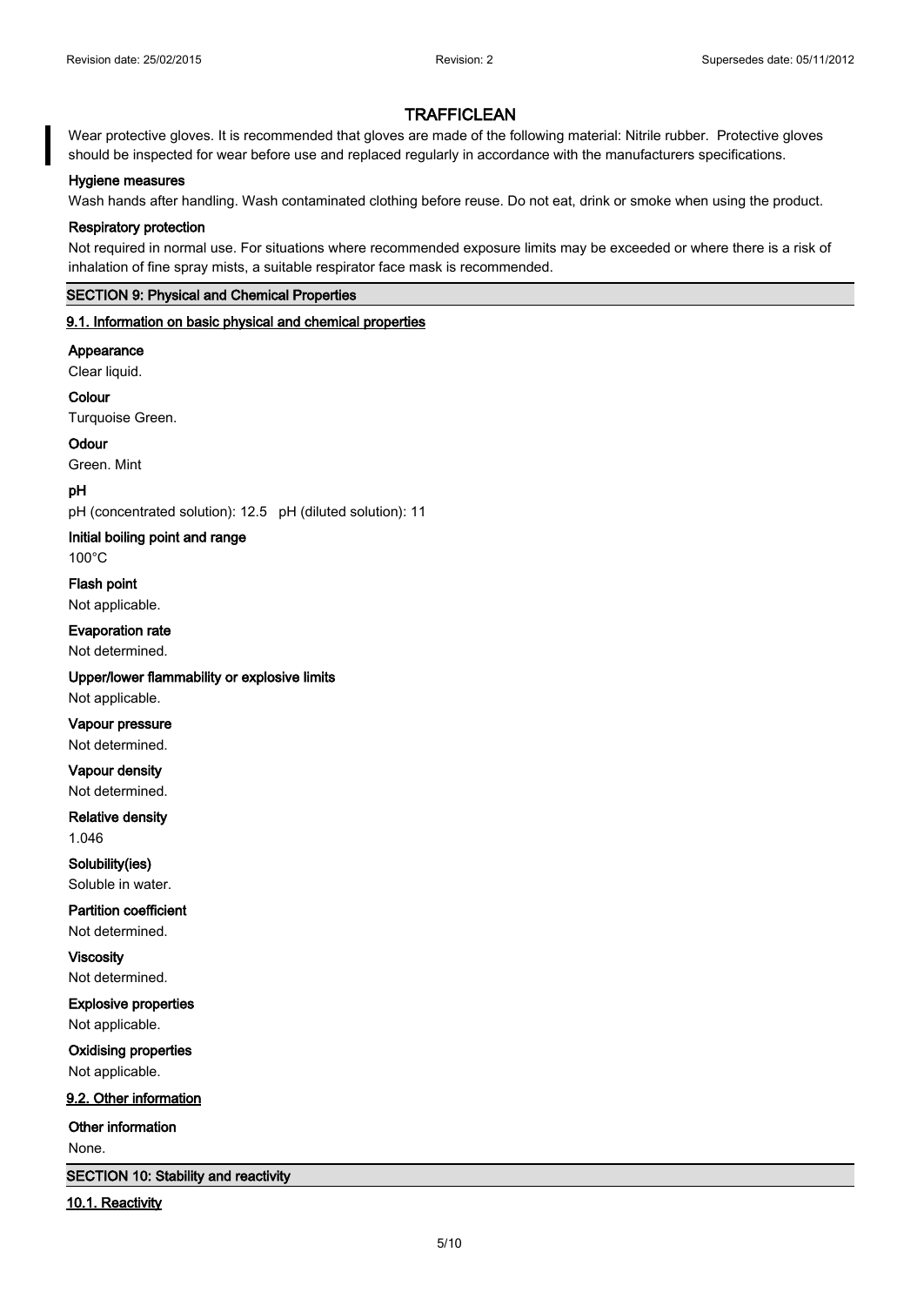Wear protective gloves. It is recommended that gloves are made of the following material: Nitrile rubber. Protective gloves should be inspected for wear before use and replaced regularly in accordance with the manufacturers specifications.

**Hygiene measures**

Wash hands after handling. Wash contaminated clothing before reuse. Do not eat, drink or smoke when using the product.

**Respiratory protection**

Not required in normal use. For situations where recommended exposure limits may be exceeded or where there is a risk of inhalation of fine spray mists, a suitable respirator face mask is recommended.

## SECTION 9: Physical and Chemical Properties

### 9.1. Information on basic physical and chemical properties

**Appearance**

Clear liquid.

**Colour**

Turquoise Green.

**Odour**

Green. Mint

**pH**

pH (concentrated solution): 12.5 pH (diluted solution): 11

**Initial boiling point and range**

100°C

**Flash point**

Not applicable.

**Evaporation rate**

Not determined.

**Upper/lower flammability or explosive limits**

Not applicable.

**Vapour pressure**

Not determined.

**Vapour density**

Not determined.

**Relative density**

1.046

**Solubility(ies)**

Soluble in water.

**Partition coefficient**

Not determined.

**Viscosity**

Not determined.

**Explosive properties**

Not applicable.

**Oxidising properties**

Not applicable.

### 9.2. Other information

**Other information**

None.

## SECTION 10: Stability and reactivity

### 10.1. Reactivity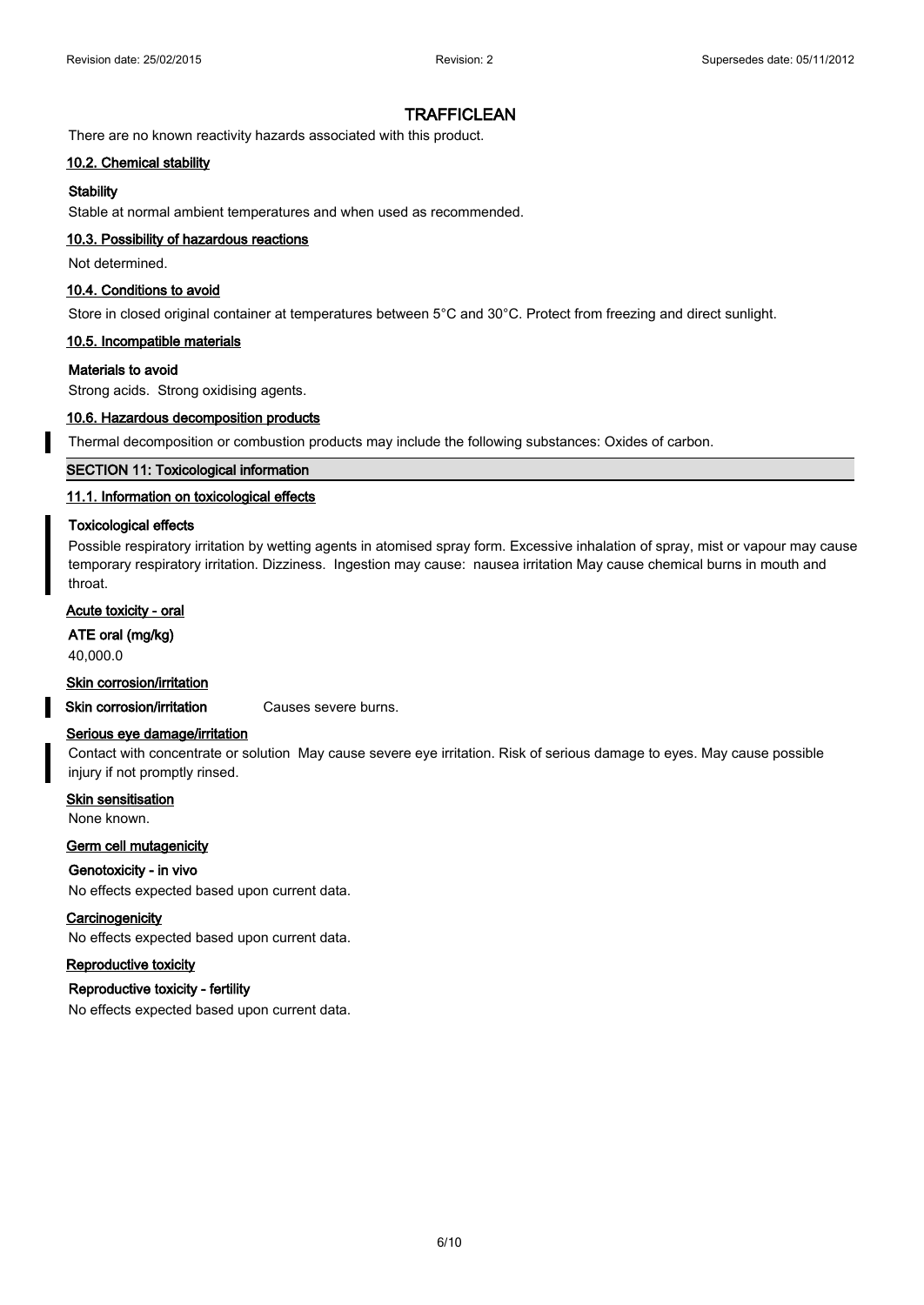## TRAFFICLEAN

There are no known reactivity hazards associated with this product.

### 10.2. Chemical stability

**Stability**

Stable at normal ambient temperatures and when used as recommended.

### 10.3. Possibility of hazardous reactions

Not determined.

### 10.4. Conditions to avoid

Store in closed original container at temperatures between 5°C and 30°C. Protect from freezing and direct sunlight.

### 10.5. Incompatible materials

**Materials to avoid**

Strong acids. Strong oxidising agents.

### 10.6. Hazardous decomposition products

Thermal decomposition or combustion products may include the following substances: Oxides of carbon.

## SECTION 11: Toxicological information

### 11.1. Information on toxicological effects

**Toxicological effects**

Possible respiratory irritation by wetting agents in atomised spray form. Excessive inhalation of spray, mist or vapour may cause temporary respiratory irritation. Dizziness. Ingestion may cause: nausea irritation May cause chemical burns in mouth and throat.

**Acute toxicity - oral**

**ATE oral (mg/kg)**

40,000.0

**Skin corrosion/irritation**

**Skin corrosion/irritation** Causes severe burns.

**Serious eye damage/irritation**

Contact with concentrate or solution May cause severe eye irritation. Risk of serious damage to eyes. May cause possible injury if not promptly rinsed.

**Skin sensitisation**

None known.

**Germ cell mutagenicity**

**Genotoxicity - in vivo**

No effects expected based upon current data.

**Carcinogenicity**

No effects expected based upon current data.

**Reproductive toxicity**

**Reproductive toxicity - fertility**

No effects expected based upon current data.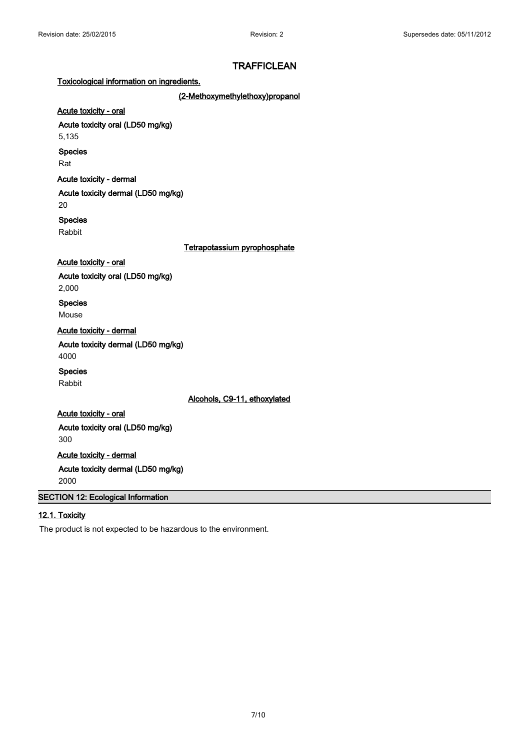# TRAFFICLEAN

**Toxicological information on ingredients.**

**(2-Methoxymethylethoxy)propanol**

**Acute toxicity - oral**

**Acute toxicity oral (LD50 mg/kg)**

5,135

**Species**

Rat

**Acute toxicity - dermal**

**Acute toxicity dermal (LD50 mg/kg)**

20

**Species**

Rabbit

**Tetrapotassium pyrophosphate**

**Acute toxicity - oral**

**Acute toxicity oral (LD50 mg/kg)**

2,000

**Species**

Mouse

**Acute toxicity - dermal**

**Acute toxicity dermal (LD50 mg/kg)**

4000

**Species**

Rabbit

**Alcohols, C9-11, ethoxylated**

**Acute toxicity - oral**

**Acute toxicity oral (LD50 mg/kg)**

300

**Acute toxicity - dermal**

**Acute toxicity dermal (LD50 mg/kg)**

2000

## SECTION 12: Ecological Information

### 12.1. Toxicity

The product is not expected to be hazardous to the environment.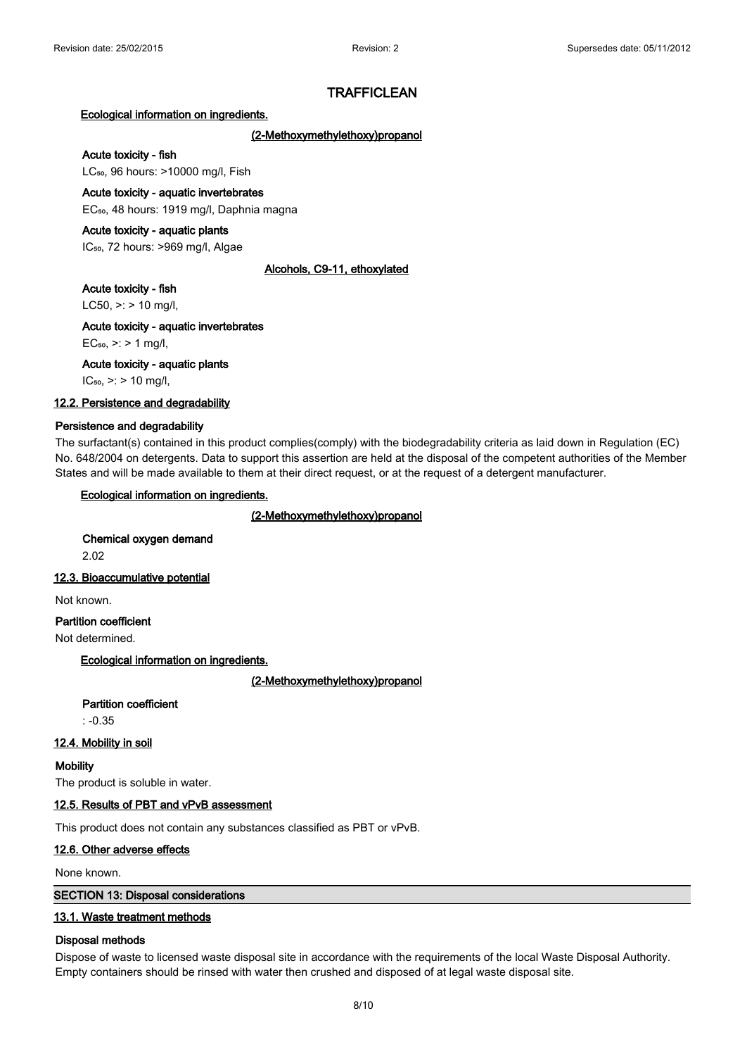# TRAFFICLEAN

**Ecological information on ingredients.**

**(2-Methoxymethylethoxy)propanol**

**Acute toxicity - fish**

$LC_{50}$, 96 hours: >10000 mg/l, Fish

**Acute toxicity - aquatic invertebrates**

$EC_{50}$, 48 hours: 1919 mg/l, Daphnia magna

**Acute toxicity - aquatic plants**

$IC_{50}$, 72 hours: >969 mg/l, Algae

**Alcohols, C9-11, ethoxylated**

**Acute toxicity - fish**

LC50, >: > 10 mg/l,

**Acute toxicity - aquatic invertebrates**

$EC_{50}$, >: > 1 mg/l,

**Acute toxicity - aquatic plants**

$IC_{50}$, >: > 10 mg/l,

## 12.2. Persistence and degradability

**Persistence and degradability**

The surfactant(s) contained in this product complies(comply) with the biodegradability criteria as laid down in Regulation (EC) No. 648/2004 on detergents. Data to support this assertion are held at the disposal of the competent authorities of the Member States and will be made available to them at their direct request, or at the request of a detergent manufacturer.

**Ecological information on ingredients.**

**(2-Methoxymethylethoxy)propanol**

**Chemical oxygen demand**

2.02

## 12.3. Bioaccumulative potential

Not known.

**Partition coefficient**

Not determined.

**Ecological information on ingredients.**

**(2-Methoxymethylethoxy)propanol**

**Partition coefficient**

: -0.35

## 12.4. Mobility in soil

**Mobility**

The product is soluble in water.

## 12.5. Results of PBT and vPvB assessment

This product does not contain any substances classified as PBT or vPvB.

## 12.6. Other adverse effects

None known.

# SECTION 13: Disposal considerations

## 13.1. Waste treatment methods

**Disposal methods**

Dispose of waste to licensed waste disposal site in accordance with the requirements of the local Waste Disposal Authority. Empty containers should be rinsed with water then crushed and disposed of at legal waste disposal site.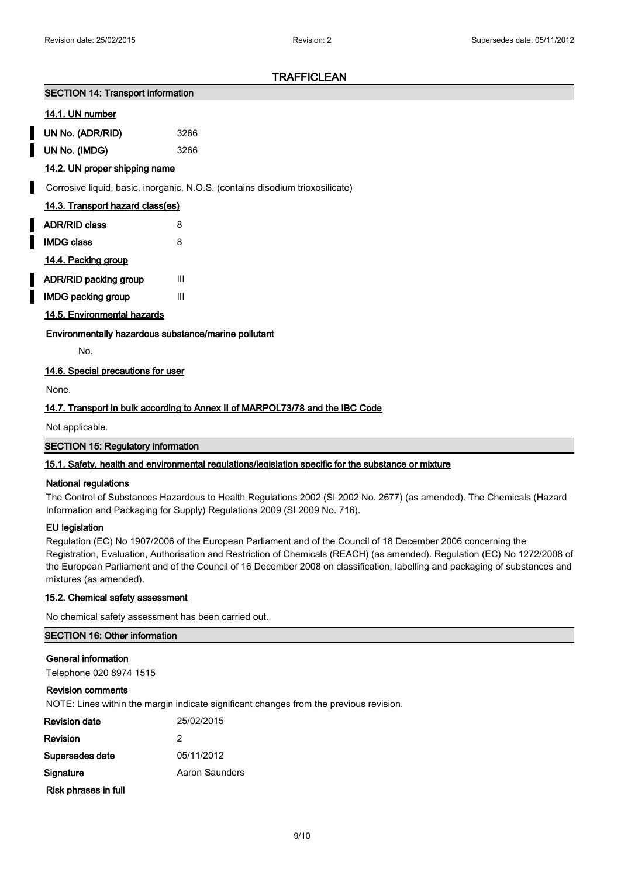# TRAFFICLEAN

## SECTION 14: Transport information

### 14.1. UN number

| | |
|---|---|
| **UN No. (ADR/RID)** | 3266 |
| **UN No. (IMDG)** | 3266 |

### 14.2. UN proper shipping name

Corrosive liquid, basic, inorganic, N.O.S. (contains disodium trioxosilicate)

### 14.3. Transport hazard class(es)

| | |
|---|---|
| **ADR/RID class** | 8 |
| **IMDG class** | 8 |

### 14.4. Packing group

| | |
|---|---|
| **ADR/RID packing group** | III |
| **IMDG packing group** | III |

### 14.5. Environmental hazards

**Environmentally hazardous substance/marine pollutant**

No.

### 14.6. Special precautions for user

None.

### 14.7. Transport in bulk according to Annex II of MARPOL73/78 and the IBC Code

Not applicable.

## SECTION 15: Regulatory information

### 15.1. Safety, health and environmental regulations/legislation specific for the substance or mixture

**National regulations**

The Control of Substances Hazardous to Health Regulations 2002 (SI 2002 No. 2677) (as amended). The Chemicals (Hazard Information and Packaging for Supply) Regulations 2009 (SI 2009 No. 716).

**EU legislation**

Regulation (EC) No 1907/2006 of the European Parliament and of the Council of 18 December 2006 concerning the Registration, Evaluation, Authorisation and Restriction of Chemicals (REACH) (as amended). Regulation (EC) No 1272/2008 of the European Parliament and of the Council of 16 December 2008 on classification, labelling and packaging of substances and mixtures (as amended).

### 15.2. Chemical safety assessment

No chemical safety assessment has been carried out.

## SECTION 16: Other information

**General information**

Telephone 020 8974 1515

**Revision comments**

NOTE: Lines within the margin indicate significant changes from the previous revision.

| | |
|---|---|
| **Revision date** | 25/02/2015 |
| **Revision** | 2 |
| **Supersedes date** | 05/11/2012 |
| **Signature** | Aaron Saunders |

**Risk phrases in full**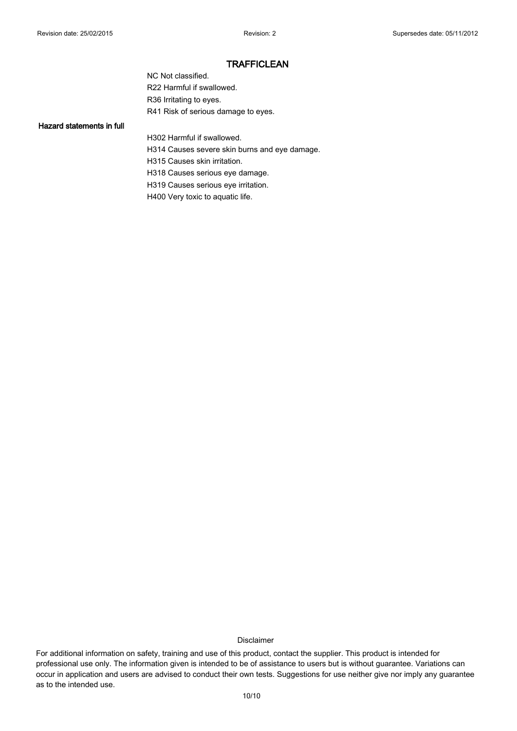NC Not classified.

R22 Harmful if swallowed.

R36 Irritating to eyes.

R41 Risk of serious damage to eyes.

**Hazard statements in full**

H302 Harmful if swallowed.

H314 Causes severe skin burns and eye damage.

H315 Causes skin irritation.

H318 Causes serious eye damage.

H319 Causes serious eye irritation.

H400 Very toxic to aquatic life.

Disclaimer

For additional information on safety, training and use of this product, contact the supplier. This product is intended for professional use only. The information given is intended to be of assistance to users but is without guarantee. Variations can occur in application and users are advised to conduct their own tests. Suggestions for use neither give nor imply any guarantee as to the intended use.